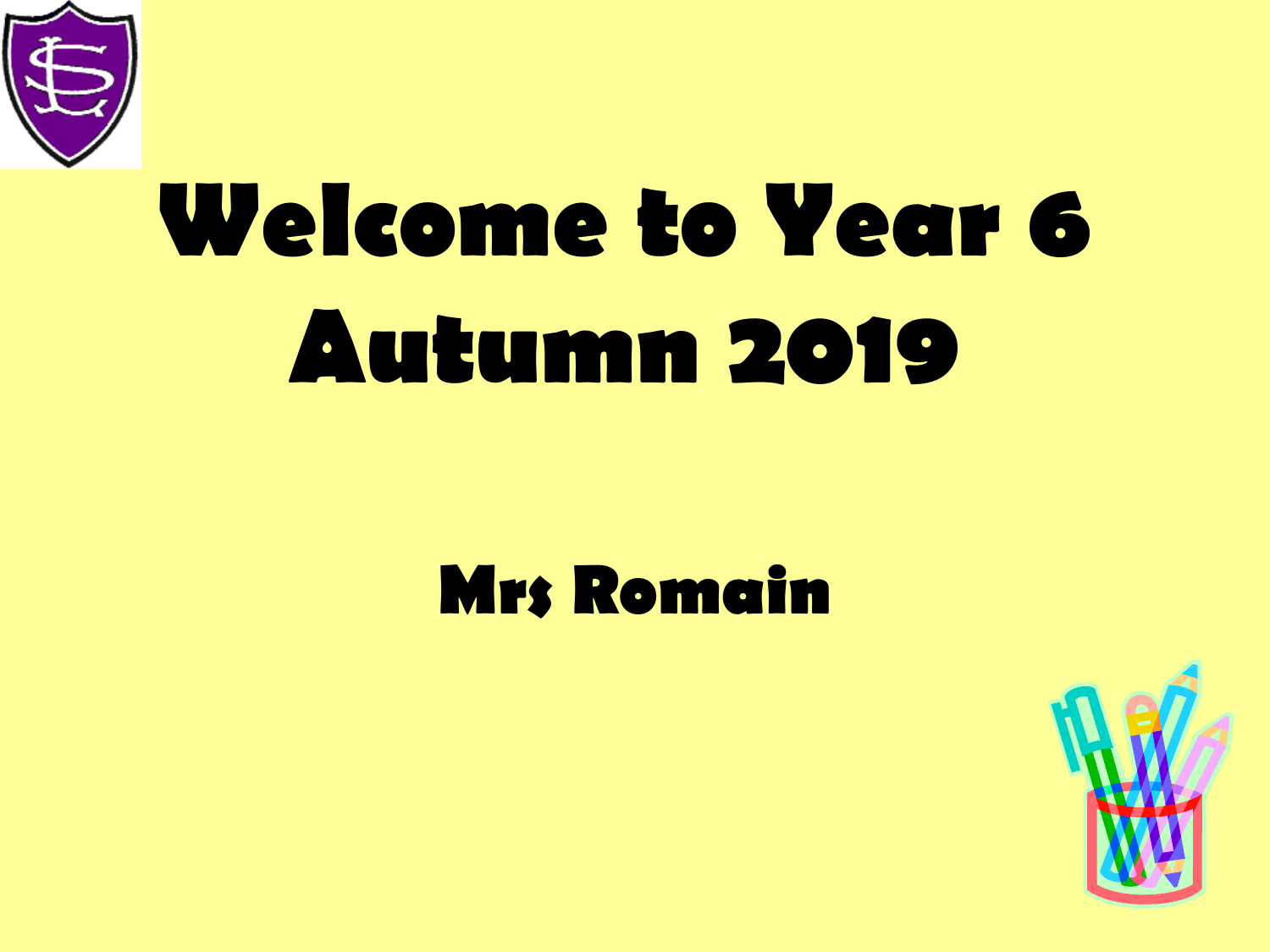# Welcome to Year 6
# Autumn 2019

## Mrs Romain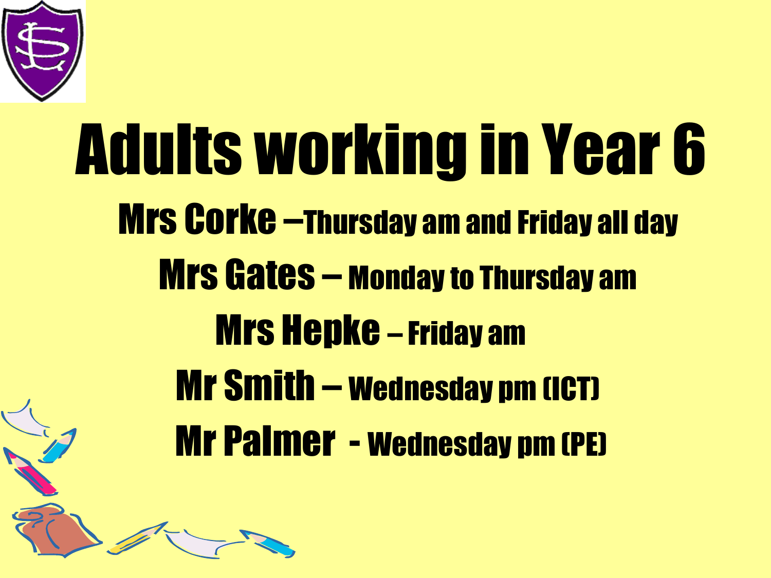# Adults working in Year 6

**Mrs Corke** –Thursday am and Friday all day

**Mrs Gates** – Monday to Thursday am

**Mrs Hepke** – Friday am

**Mr Smith** – Wednesday pm (ICT)

**Mr Palmer** - Wednesday pm (PE)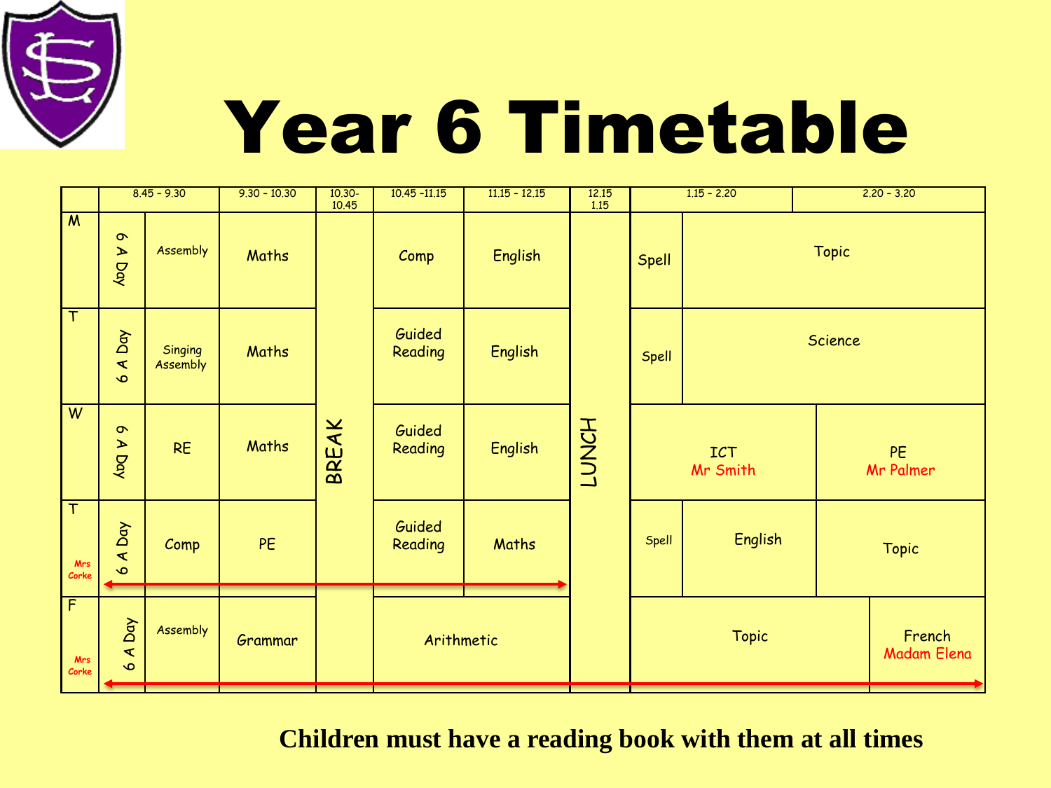# Year 6 Timetable

| | | 8.45 - 9.30 | 9.30 - 10.30 | 10.30-10.45 | 10.45 -11.15 | 11.15 - 12.15 | 12.15 1.15 | 1.15 - 2.20 | | 2.20 - 3.20 |
|---|---|---|---|---|---|---|---|---|---|---|
| M | 6 A Day | Assembly | Maths | BREAK | Comp | English | LUNCH | Spell | Topic | |
| T | 6 A Day | Singing Assembly | Maths | BREAK | Guided Reading | English | LUNCH | Spell | Science | |
| W | 6 A Day | RE | Maths | BREAK | Guided Reading | English | LUNCH | ICT Mr Smith | | PE Mr Palmer |
| T Mrs Corke | 6 A Day | Comp | PE | BREAK | Guided Reading | Maths | LUNCH | Spell | English | Topic |
| F Mrs Corke | 6 A Day | Assembly | Grammar | BREAK | Arithmetic | | LUNCH | Topic | | French Madam Elena |

**Children must have a reading book with them at all times**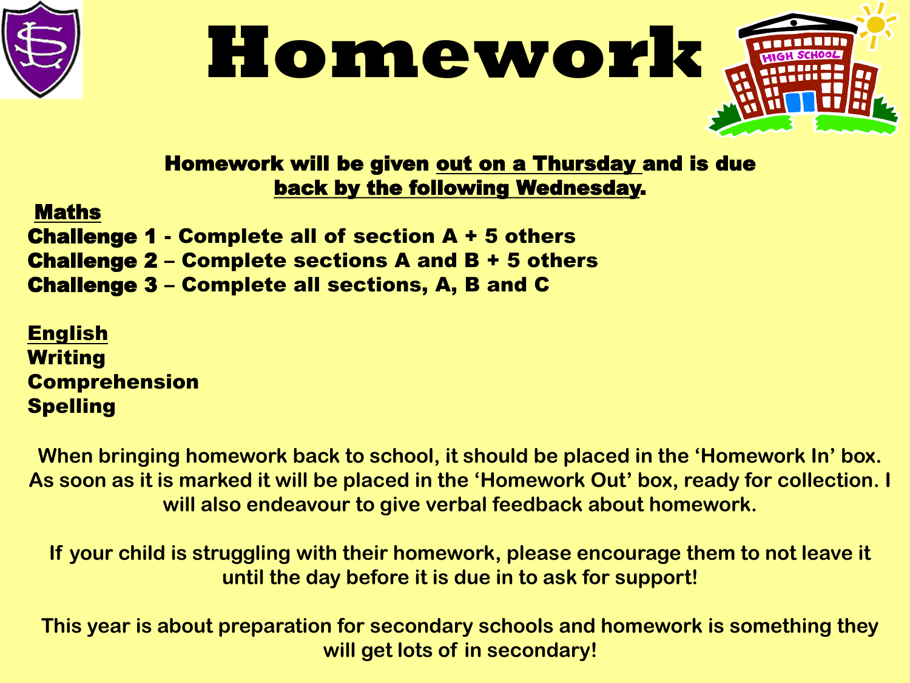# Homework

**Homework will be given out on a Thursday and is due back by the following Wednesday.**

**Maths**

**Challenge 1 - Complete all of section A + 5 others**
**Challenge 2 – Complete sections A and B + 5 others**
**Challenge 3 – Complete all sections, A, B and C**

**English**
**Writing**
**Comprehension**
**Spelling**

When bringing homework back to school, it should be placed in the 'Homework In' box. As soon as it is marked it will be placed in the 'Homework Out' box, ready for collection. I will also endeavour to give verbal feedback about homework.

If your child is struggling with their homework, please encourage them to not leave it until the day before it is due in to ask for support!

This year is about preparation for secondary schools and homework is something they will get lots of in secondary!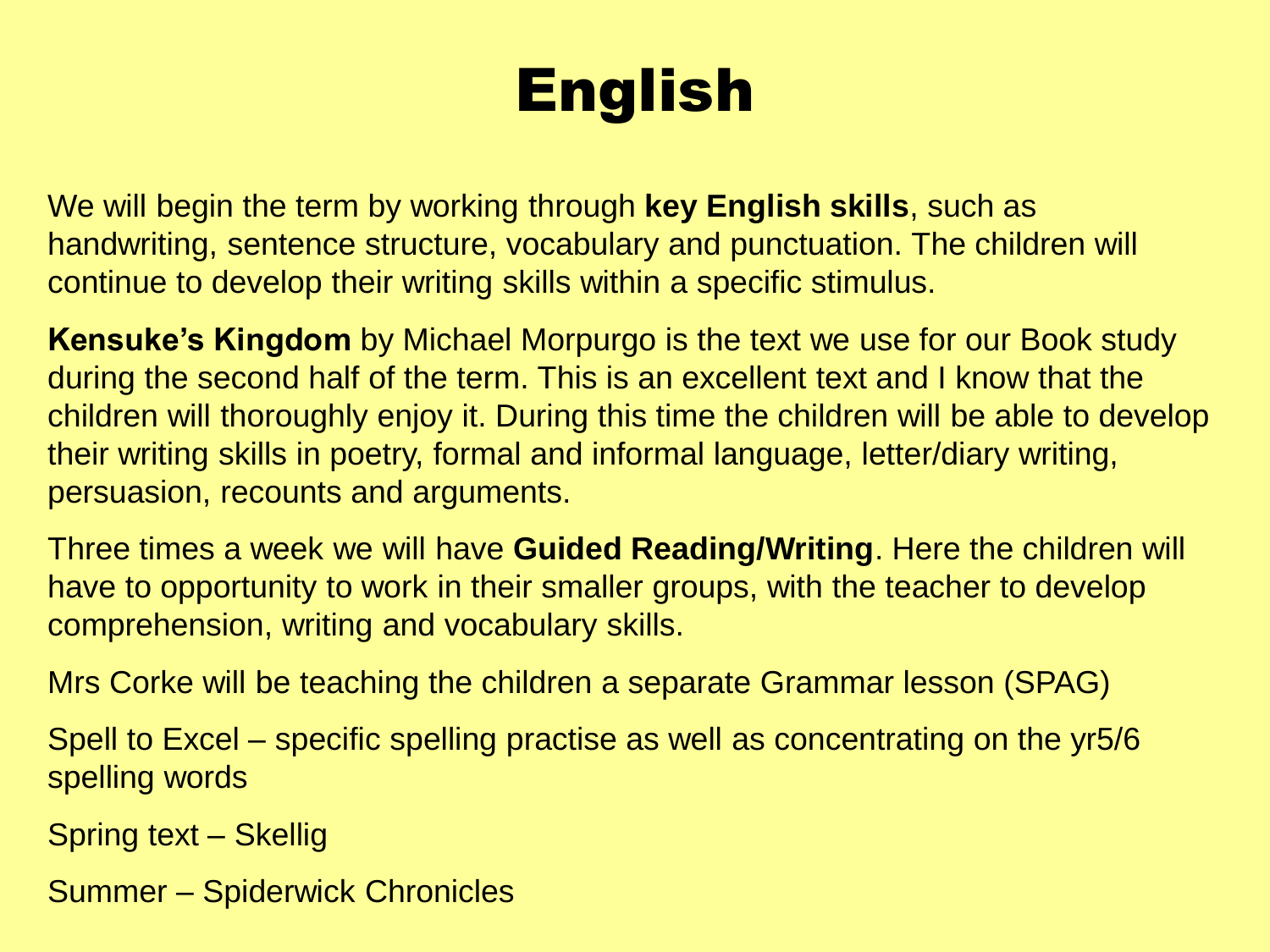# English

We will begin the term by working through **key English skills**, such as handwriting, sentence structure, vocabulary and punctuation. The children will continue to develop their writing skills within a specific stimulus.

**Kensuke's Kingdom** by Michael Morpurgo is the text we use for our Book study during the second half of the term. This is an excellent text and I know that the children will thoroughly enjoy it. During this time the children will be able to develop their writing skills in poetry, formal and informal language, letter/diary writing, persuasion, recounts and arguments.

Three times a week we will have **Guided Reading/Writing**. Here the children will have to opportunity to work in their smaller groups, with the teacher to develop comprehension, writing and vocabulary skills.

Mrs Corke will be teaching the children a separate Grammar lesson (SPAG)

Spell to Excel – specific spelling practise as well as concentrating on the yr5/6 spelling words

Spring text – Skellig

Summer – Spiderwick Chronicles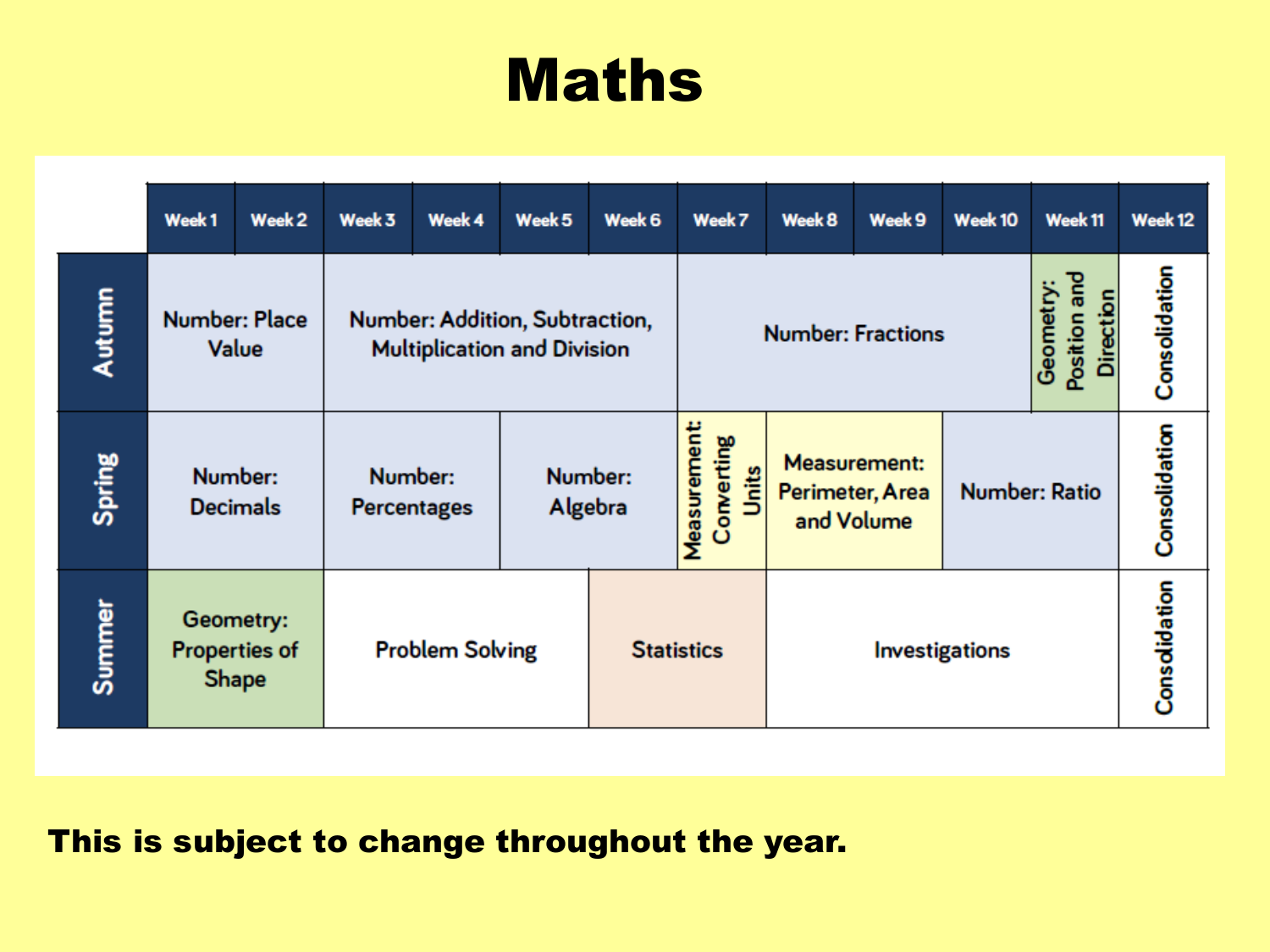# Maths

| | Week 1 | Week 2 | Week 3 | Week 4 | Week 5 | Week 6 | Week 7 | Week 8 | Week 9 | Week 10 | Week 11 | Week 12 |
|---|---|---|---|---|---|---|---|---|---|---|---|---|
| **Autumn** | Number: Place Value | | Number: Addition, Subtraction, Multiplication and Division | | | | Number: Fractions | | | | Geometry: Position and Direction | Consolidation |
| **Spring** | Number: Decimals | | Number: Percentages | | Number: Algebra | | Measurement: Converting Units | Measurement: Perimeter, Area and Volume | | Number: Ratio | | Consolidation |
| **Summer** | Geometry: Properties of Shape | | Problem Solving | | | Statistics | | Investigations | | | | Consolidation |

**This is subject to change throughout the year.**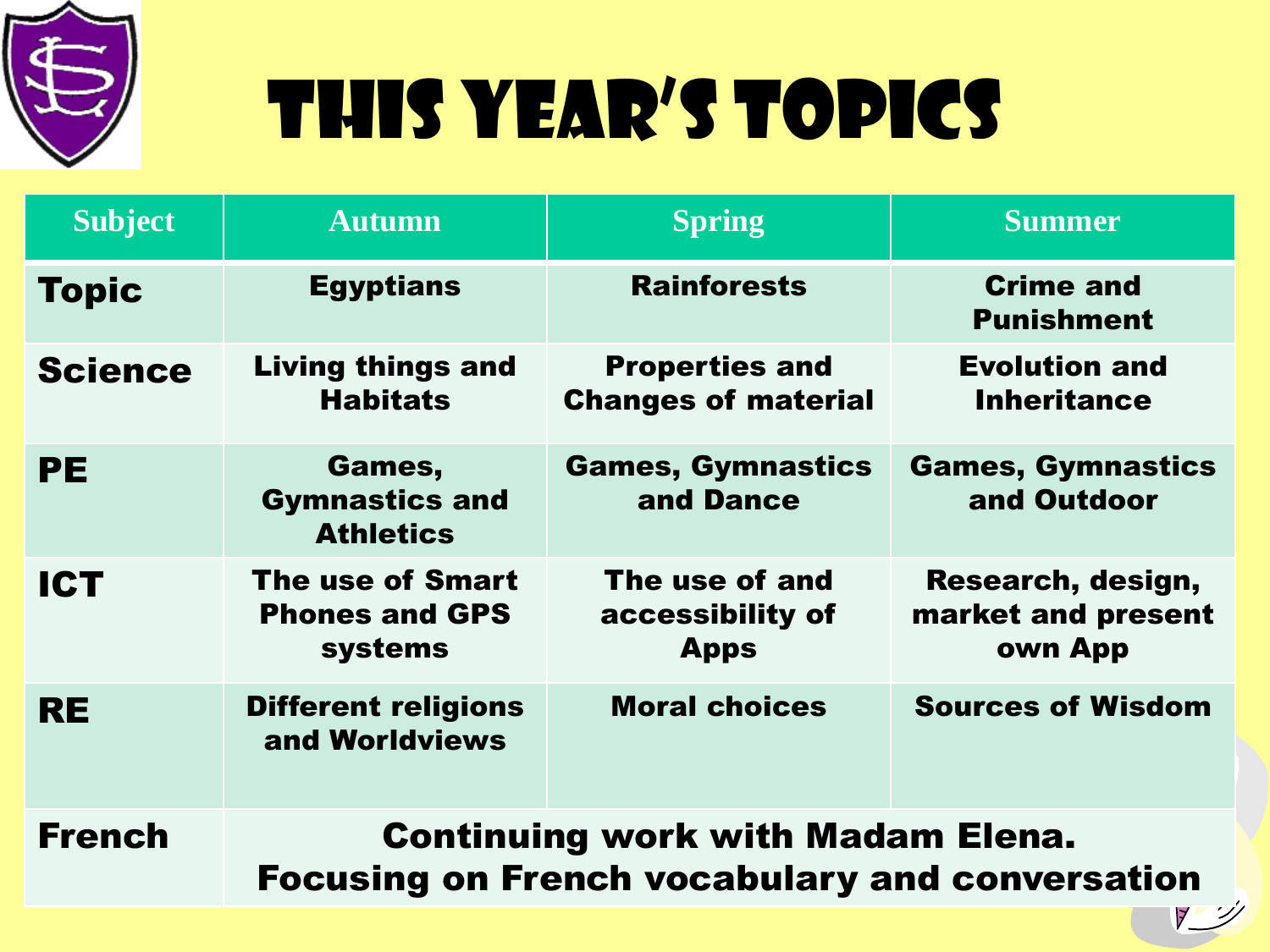# This Year's Topics

| Subject | Autumn | Spring | Summer |
|---|---|---|---|
| **Topic** | Egyptians | Rainforests | Crime and Punishment |
| **Science** | Living things and Habitats | Properties and Changes of material | Evolution and Inheritance |
| **PE** | Games, Gymnastics and Athletics | Games, Gymnastics and Dance | Games, Gymnastics and Outdoor |
| **ICT** | The use of Smart Phones and GPS systems | The use of and accessibility of Apps | Research, design, market and present own App |
| **RE** | Different religions and Worldviews | Moral choices | Sources of Wisdom |
| **French** | Continuing work with Madam Elena. Focusing on French vocabulary and conversation | | |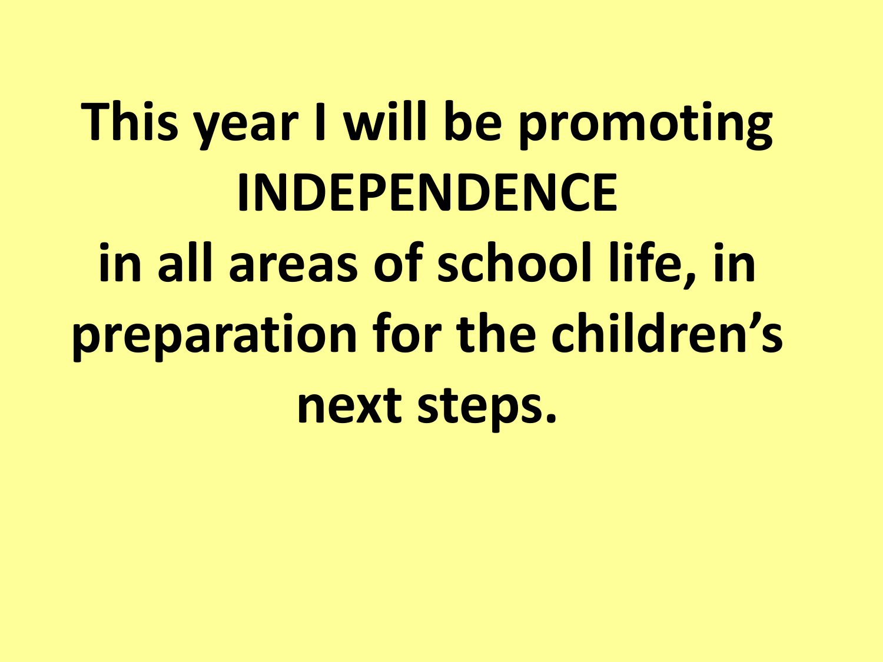**This year I will be promoting INDEPENDENCE in all areas of school life, in preparation for the children's next steps.**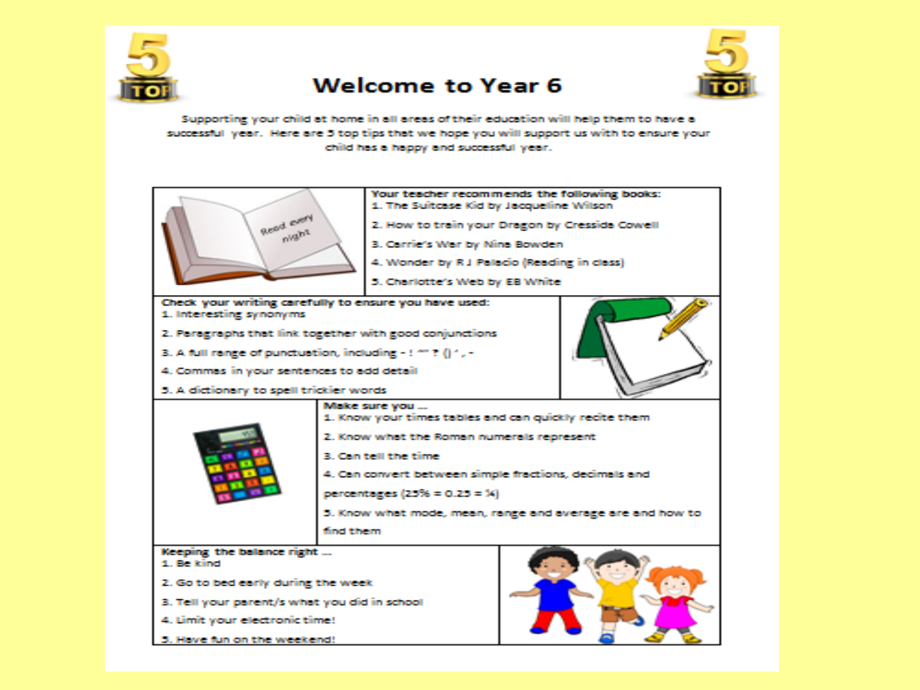# Welcome to Year 6

Supporting your child at home in all areas of their education will help them to have a successful year. Here are 5 top tips that we hope you will support us with to ensure your child has a happy and successful year.

Read every night

**Your teacher recommends the following books:**

1. The Suitcase Kid by Jacqueline Wilson
2. How to train your Dragon by Cressida Cowell
3. Carrie's War by Nina Bowden
4. Wonder by R J Palacio (Reading in class)
5. Charlotte's Web by EB White

**Check your writing carefully to ensure you have used:**

1. Interesting synonyms
2. Paragraphs that link together with good conjunctions
3. A full range of punctuation, including - ! "" ? () ' , -
4. Commas in your sentences to add detail
5. A dictionary to spell trickier words

**Make sure you ...**

1. Know your times tables and can quickly recite them
2. Know what the Roman numerals represent
3. Can tell the time
4. Can convert between simple fractions, decimals and percentages (25% = 0.25 = ¼)
5. Know what mode, mean, range and average are and how to find them

**Keeping the balance right ...**

1. Be kind
2. Go to bed early during the week
3. Tell your parent/s what you did in school
4. Limit your electronic time!
5. Have fun on the weekend!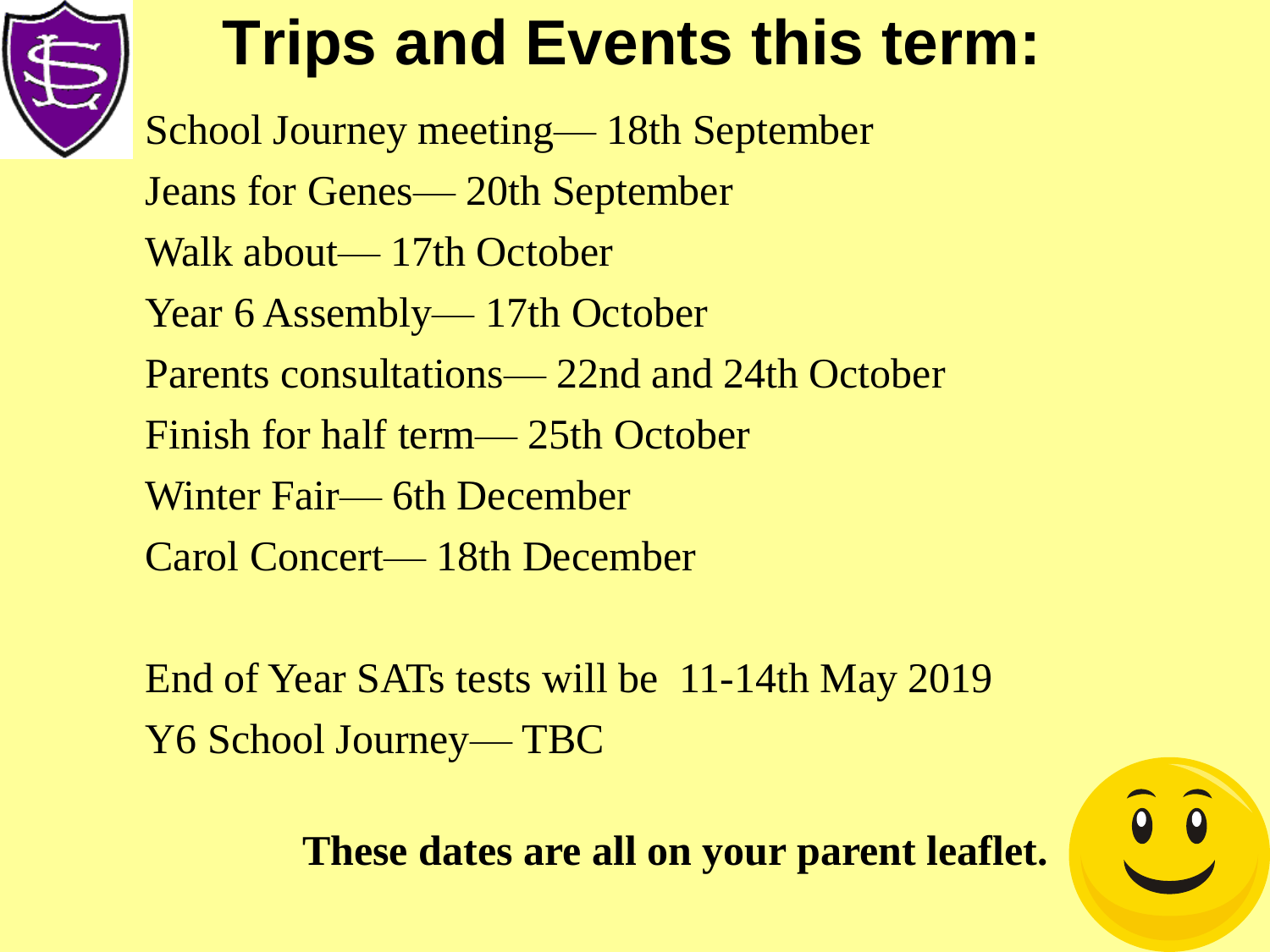# Trips and Events this term:

School Journey meeting— 18th September

Jeans for Genes— 20th September

Walk about— 17th October

Year 6 Assembly— 17th October

Parents consultations— 22nd and 24th October

Finish for half term— 25th October

Winter Fair— 6th December

Carol Concert— 18th December

End of Year SATs tests will be 11-14th May 2019

Y6 School Journey— TBC

**These dates are all on your parent leaflet.**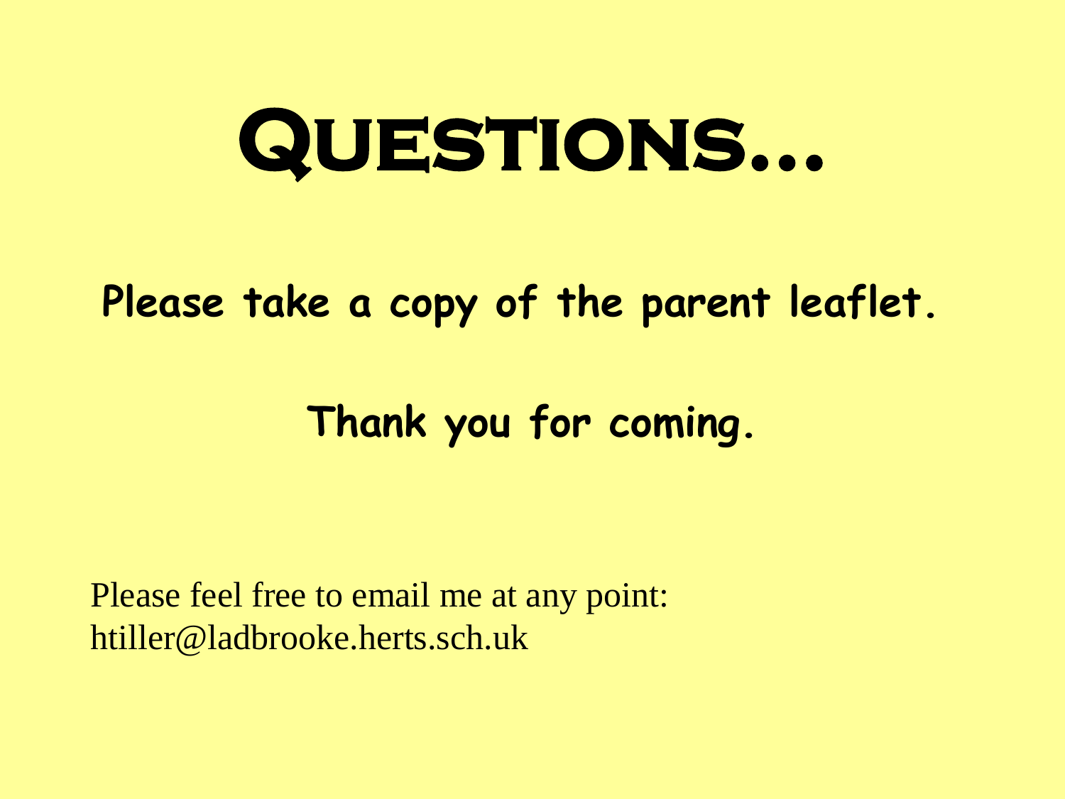# Questions...

**Please take a copy of the parent leaflet.**

**Thank you for coming.**

Please feel free to email me at any point:
htiller@ladbrooke.herts.sch.uk